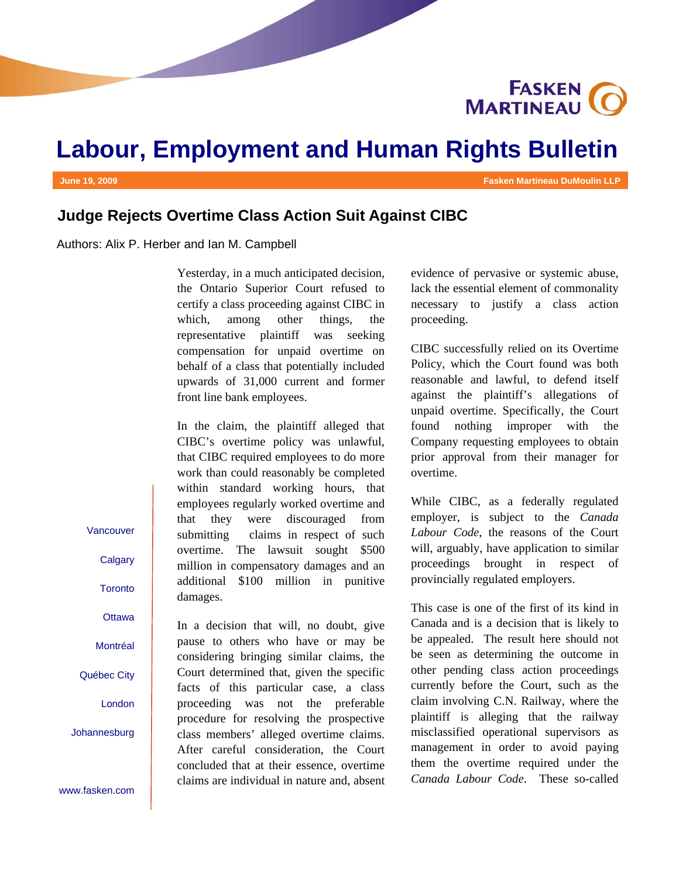# Labour, Employment and Human Rights Bulletin

**June 19, 2009** — **Fasken Martineau DuMoulin LLP**

## Judge Rejects Overtime Class Action Suit Against CIBC

Authors: Alix P. Herber and Ian M. Campbell

Yesterday, in a much anticipated decision, the Ontario Superior Court refused to certify a class proceeding against CIBC in which, among other things, the representative plaintiff was seeking compensation for unpaid overtime on behalf of a class that potentially included upwards of 31,000 current and former front line bank employees.

In the claim, the plaintiff alleged that CIBC's overtime policy was unlawful, that CIBC required employees to do more work than could reasonably be completed within standard working hours, that employees regularly worked overtime and that they were discouraged from submitting claims in respect of such overtime. The lawsuit sought $500 million in compensatory damages and an additional $100 million in punitive damages.

In a decision that will, no doubt, give pause to others who have or may be considering bringing similar claims, the Court determined that, given the specific facts of this particular case, a class proceeding was not the preferable procedure for resolving the prospective class members' alleged overtime claims. After careful consideration, the Court concluded that at their essence, overtime claims are individual in nature and, absent evidence of pervasive or systemic abuse, lack the essential element of commonality necessary to justify a class action proceeding.

CIBC successfully relied on its Overtime Policy, which the Court found was both reasonable and lawful, to defend itself against the plaintiff's allegations of unpaid overtime. Specifically, the Court found nothing improper with the Company requesting employees to obtain prior approval from their manager for overtime.

While CIBC, as a federally regulated employer, is subject to the *Canada Labour Code*, the reasons of the Court will, arguably, have application to similar proceedings brought in respect of provincially regulated employers.

This case is one of the first of its kind in Canada and is a decision that is likely to be appealed. The result here should not be seen as determining the outcome in other pending class action proceedings currently before the Court, such as the claim involving C.N. Railway, where the plaintiff is alleging that the railway misclassified operational supervisors as management in order to avoid paying them the overtime required under the *Canada Labour Code*. These so-called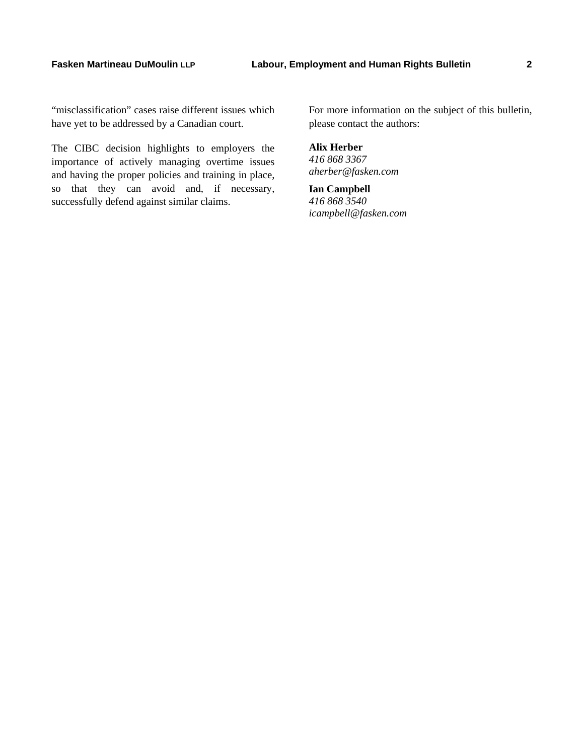"misclassification" cases raise different issues which have yet to be addressed by a Canadian court.

The CIBC decision highlights to employers the importance of actively managing overtime issues and having the proper policies and training in place, so that they can avoid and, if necessary, successfully defend against similar claims.

For more information on the subject of this bulletin, please contact the authors:

**Alix Herber**
*416 868 3367*
*aherber@fasken.com*

**Ian Campbell**
*416 868 3540*
*icampbell@fasken.com*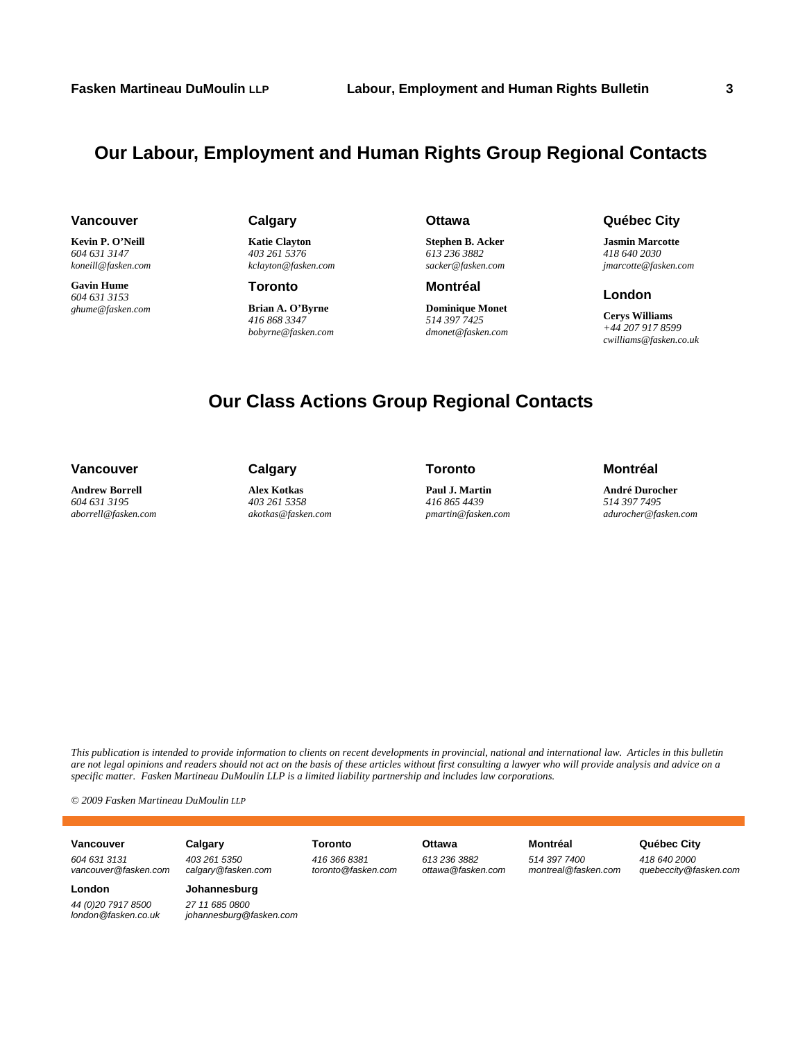## Our Labour, Employment and Human Rights Group Regional Contacts

**Vancouver**

**Kevin P. O'Neill**
*604 631 3147*
*koneill@fasken.com*

**Gavin Hume**
*604 631 3153*
*ghume@fasken.com*

**Calgary**

**Katie Clayton**
*403 261 5376*
*kclayton@fasken.com*

**Toronto**

**Brian A. O'Byrne**
*416 868 3347*
*bobyrne@fasken.com*

**Ottawa**

**Stephen B. Acker**
*613 236 3882*
*sacker@fasken.com*

**Montréal**

**Dominique Monet**
*514 397 7425*
*dmonet@fasken.com*

**Québec City**

**Jasmin Marcotte**
*418 640 2030*
*jmarcotte@fasken.com*

**London**

**Cerys Williams**
*+44 207 917 8599*
*cwilliams@fasken.co.uk*

## Our Class Actions Group Regional Contacts

**Vancouver**

**Andrew Borrell**
*604 631 3195*
*aborrell@fasken.com*

**Calgary**

**Alex Kotkas**
*403 261 5358*
*akotkas@fasken.com*

**Toronto**

**Paul J. Martin**
*416 865 4439*
*pmartin@fasken.com*

**Montréal**

**André Durocher**
*514 397 7495*
*adurocher@fasken.com*

*This publication is intended to provide information to clients on recent developments in provincial, national and international law. Articles in this bulletin are not legal opinions and readers should not act on the basis of these articles without first consulting a lawyer who will provide analysis and advice on a specific matter. Fasken Martineau DuMoulin LLP is a limited liability partnership and includes law corporations.*

*© 2009 Fasken Martineau DuMoulin LLP*

**Vancouver**
*604 631 3131*
*vancouver@fasken.com*

**Calgary**
*403 261 5350*
*calgary@fasken.com*

**Toronto**
*416 366 8381*
*toronto@fasken.com*

**Ottawa**
*613 236 3882*
*ottawa@fasken.com*

**Montréal**
*514 397 7400*
*montreal@fasken.com*

**Québec City**
*418 640 2000*
*quebeccity@fasken.com*

**London**
*44 (0)20 7917 8500*
*london@fasken.co.uk*

**Johannesburg**
*27 11 685 0800*
*johannesburg@fasken.com*